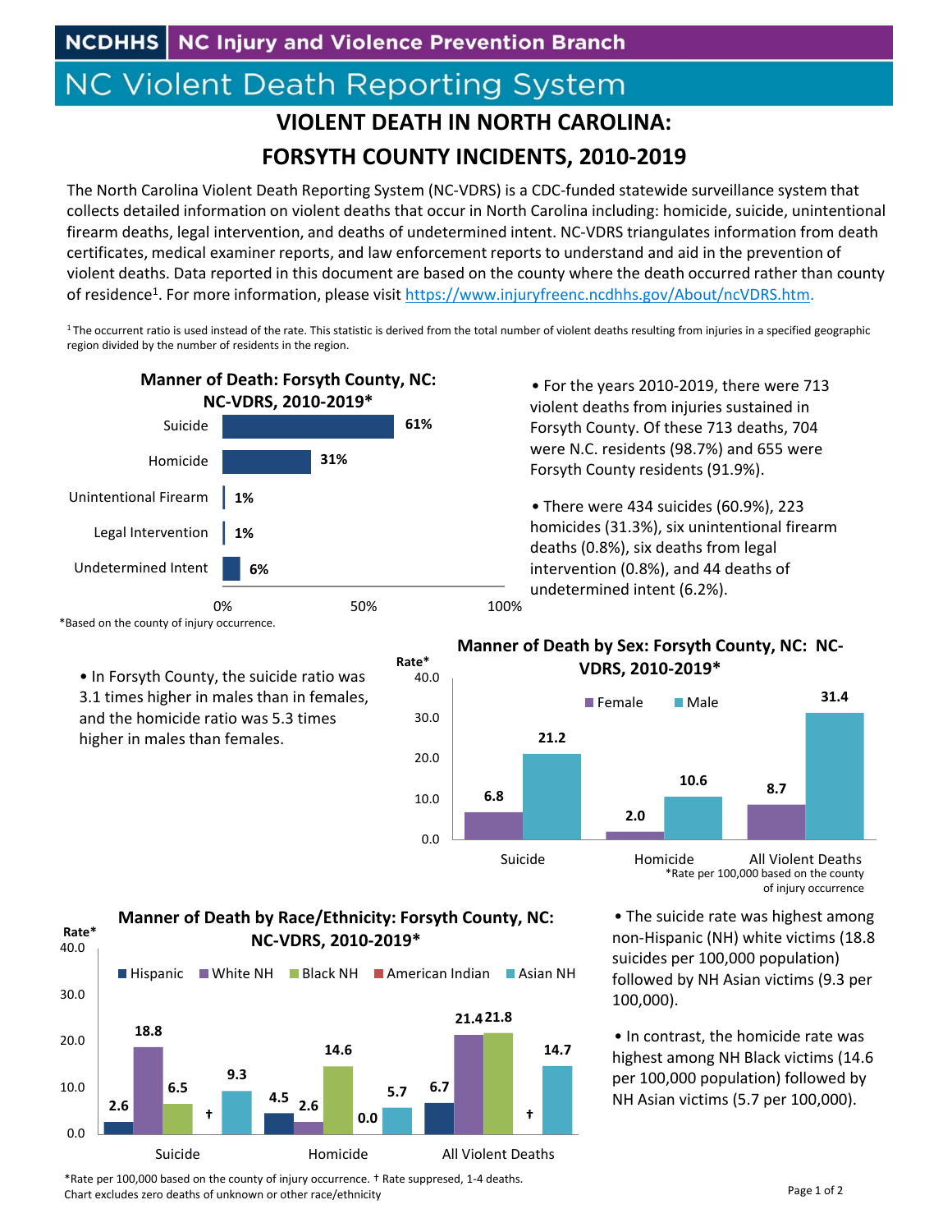NCDHHS | NC Injury and Violence Prevention Branch

# NC Violent Death Reporting System

## VIOLENT DEATH IN NORTH CAROLINA: FORSYTH COUNTY INCIDENTS, 2010-2019

The North Carolina Violent Death Reporting System (NC-VDRS) is a CDC-funded statewide surveillance system that collects detailed information on violent deaths that occur in North Carolina including: homicide, suicide, unintentional firearm deaths, legal intervention, and deaths of undetermined intent. NC-VDRS triangulates information from death certificates, medical examiner reports, and law enforcement reports to understand and aid in the prevention of violent deaths. Data reported in this document are based on the county where the death occurred rather than county of residence[1]. For more information, please visit https://www.injuryfreenc.ncdhhs.gov/About/ncVDRS.htm.

[1] The occurrent ratio is used instead of the rate. This statistic is derived from the total number of violent deaths resulting from injuries in a specified geographic region divided by the number of residents in the region.

**Manner of Death: Forsyth County, NC: NC-VDRS, 2010-2019***

| Manner of Death | Percent |
|---|---|
| Suicide | 61% |
| Homicide | 31% |
| Unintentional Firearm | 1% |
| Legal Intervention | 1% |
| Undetermined Intent | 6% |

*Based on the county of injury occurrence.

- For the years 2010-2019, there were 713 violent deaths from injuries sustained in Forsyth County. Of these 713 deaths, 704 were N.C. residents (98.7%) and 655 were Forsyth County residents (91.9%).
- There were 434 suicides (60.9%), 223 homicides (31.3%), six unintentional firearm deaths (0.8%), six deaths from legal intervention (0.8%), and 44 deaths of undetermined intent (6.2%).

- In Forsyth County, the suicide ratio was 3.1 times higher in males than in females, and the homicide ratio was 5.3 times higher in males than females.

**Manner of Death by Sex: Forsyth County, NC: NC-VDRS, 2010-2019***

| Rate* | Female | Male |
|---|---|---|
| Suicide | 6.8 | 21.2 |
| Homicide | 2.0 | 10.6 |
| All Violent Deaths | 8.7 | 31.4 |

*Rate per 100,000 based on the county of injury occurrence

**Manner of Death by Race/Ethnicity: Forsyth County, NC: NC-VDRS, 2010-2019***

| Rate* | Hispanic | White NH | Black NH | American Indian | Asian NH |
|---|---|---|---|---|---|
| Suicide | 2.6 | 18.8 | 6.5 | † | 9.3 |
| Homicide | 4.5 | 2.6 | 14.6 | 0.0 | 5.7 |
| All Violent Deaths | 6.7 | 21.4 | 21.8 | † | 14.7 |

*Rate per 100,000 based on the county of injury occurrence. † Rate suppressed, 1-4 deaths.
Chart excludes zero deaths of unknown or other race/ethnicity

- The suicide rate was highest among non-Hispanic (NH) white victims (18.8 suicides per 100,000 population) followed by NH Asian victims (9.3 per 100,000).
- In contrast, the homicide rate was highest among NH Black victims (14.6 per 100,000 population) followed by NH Asian victims (5.7 per 100,000).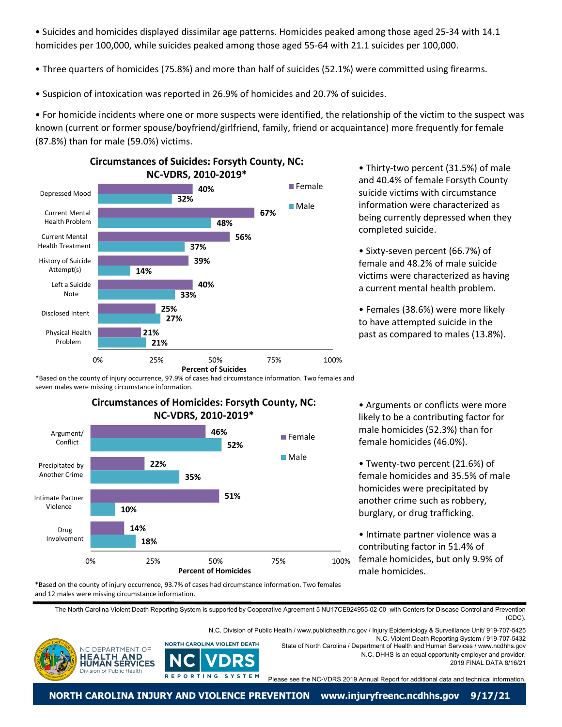• Suicides and homicides displayed dissimilar age patterns. Homicides peaked among those aged 25-34 with 14.1 homicides per 100,000, while suicides peaked among those aged 55-64 with 21.1 suicides per 100,000.

• Three quarters of homicides (75.8%) and more than half of suicides (52.1%) were committed using firearms.

• Suspicion of intoxication was reported in 26.9% of homicides and 20.7% of suicides.

• For homicide incidents where one or more suspects were identified, the relationship of the victim to the suspect was known (current or former spouse/boyfriend/girlfriend, family, friend or acquaintance) more frequently for female (87.8%) than for male (59.0%) victims.

**Circumstances of Suicides: Forsyth County, NC: NC-VDRS, 2010-2019***

Female
Male

Depressed Mood: 40%, 32%
Current Mental Health Problem: 67%, 48%
Current Mental Health Treatment: 56%, 37%
History of Suicide Attempt(s): 39%, 14%
Left a Suicide Note: 40%, 33%
Disclosed Intent: 25%, 27%
Physical Health Problem: 21%, 21%

0% 25% 50% 75% 100%
Percent of Suicides

*Based on the county of injury occurrence, 97.9% of cases had circumstance information. Two females and seven males were missing circumstance information.

• Thirty-two percent (31.5%) of male and 40.4% of female Forsyth County suicide victims with circumstance information were characterized as being currently depressed when they completed suicide.

• Sixty-seven percent (66.7%) of female and 48.2% of male suicide victims were characterized as having a current mental health problem.

• Females (38.6%) were more likely to have attempted suicide in the past as compared to males (13.8%).

**Circumstances of Homicides: Forsyth County, NC: NC-VDRS, 2010-2019***

Female
Male

Argument/ Conflict: 46%, 52%
Precipitated by Another Crime: 22%, 35%
Intimate Partner Violence: 51%, 10%
Drug Involvement: 14%, 18%

0% 25% 50% 75% 100%
Percent of Homicides

*Based on the county of injury occurrence, 93.7% of cases had circumstance information. Two females and 12 males were missing circumstance information.

• Arguments or conflicts were more likely to be a contributing factor for male homicides (52.3%) than for female homicides (46.0%).

• Twenty-two percent (21.6%) of female homicides and 35.5% of male homicides were precipitated by another crime such as robbery, burglary, or drug trafficking.

• Intimate partner violence was a contributing factor in 51.4% of female homicides, but only 9.9% of male homicides.

The North Carolina Violent Death Reporting System is supported by Cooperative Agreement 5 NU17CE924955-02-00 with Centers for Disease Control and Prevention (CDC).

N.C. Division of Public Health / www.publichealth.nc.gov / Injury Epidemiology & Surveillance Unit/ 919-707-5425
N.C. Violent Death Reporting System / 919-707-5432
State of North Carolina / Department of Health and Human Services / www.ncdhhs.gov
N.C. DHHS is an equal opportunity employer and provider.
2019 FINAL DATA 8/16/21

NC DEPARTMENT OF HEALTH AND HUMAN SERVICES Division of Public Health

NORTH CAROLINA VIOLENT DEATH NC VDRS REPORTING SYSTEM

Please see the NC-VDRS 2019 Annual Report for additional data and technical information.

**NORTH CAROLINA INJURY AND VIOLENCE PREVENTION www.injuryfreenc.ncdhhs.gov 9/17/21**